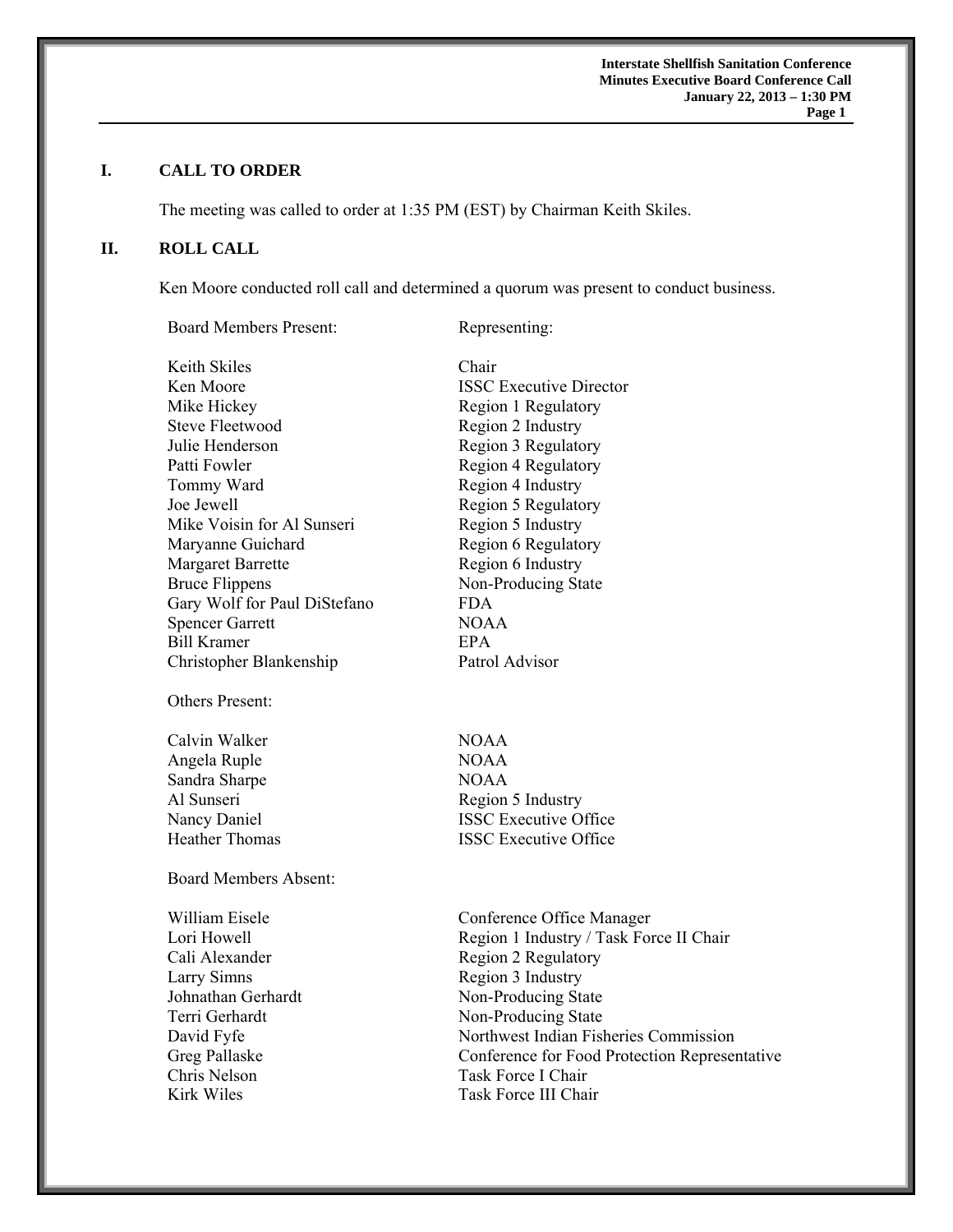## I. CALL TO ORDER

The meeting was called to order at 1:35 PM (EST) by Chairman Keith Skiles.

## II. ROLL CALL

Ken Moore conducted roll call and determined a quorum was present to conduct business.

| Board Members Present: | Representing: |
|---|---|
| Keith Skiles | Chair |
| Ken Moore | ISSC Executive Director |
| Mike Hickey | Region 1 Regulatory |
| Steve Fleetwood | Region 2 Industry |
| Julie Henderson | Region 3 Regulatory |
| Patti Fowler | Region 4 Regulatory |
| Tommy Ward | Region 4 Industry |
| Joe Jewell | Region 5 Regulatory |
| Mike Voisin for Al Sunseri | Region 5 Industry |
| Maryanne Guichard | Region 6 Regulatory |
| Margaret Barrette | Region 6 Industry |
| Bruce Flippens | Non-Producing State |
| Gary Wolf for Paul DiStefano | FDA |
| Spencer Garrett | NOAA |
| Bill Kramer | EPA |
| Christopher Blankenship | Patrol Advisor |

Others Present:

| | |
|---|---|
| Calvin Walker | NOAA |
| Angela Ruple | NOAA |
| Sandra Sharpe | NOAA |
| Al Sunseri | Region 5 Industry |
| Nancy Daniel | ISSC Executive Office |
| Heather Thomas | ISSC Executive Office |

Board Members Absent:

| | |
|---|---|
| William Eisele | Conference Office Manager |
| Lori Howell | Region 1 Industry / Task Force II Chair |
| Cali Alexander | Region 2 Regulatory |
| Larry Simns | Region 3 Industry |
| Johnathan Gerhardt | Non-Producing State |
| Terri Gerhardt | Non-Producing State |
| David Fyfe | Northwest Indian Fisheries Commission |
| Greg Pallaske | Conference for Food Protection Representative |
| Chris Nelson | Task Force I Chair |
| Kirk Wiles | Task Force III Chair |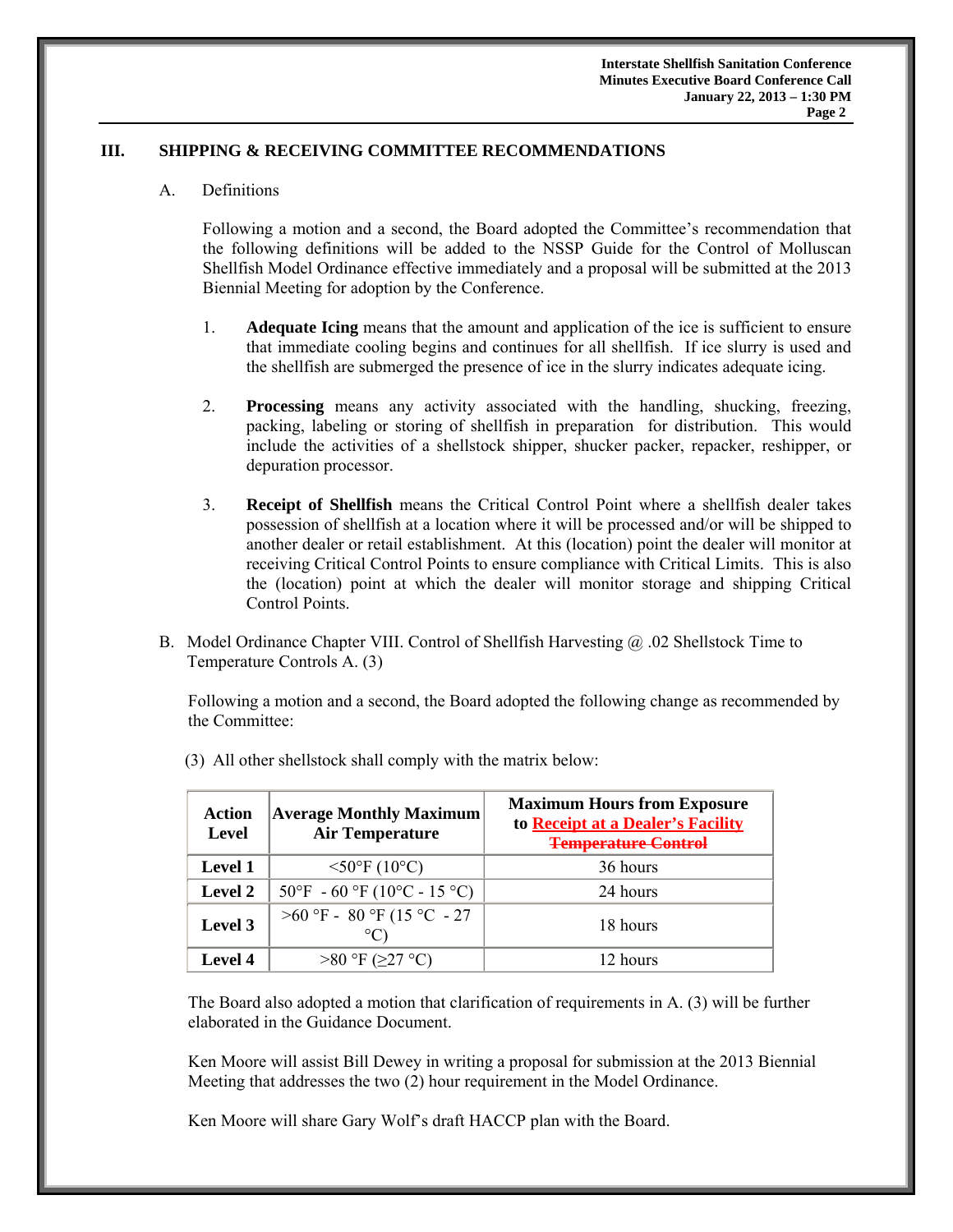## III. SHIPPING & RECEIVING COMMITTEE RECOMMENDATIONS

A. Definitions

Following a motion and a second, the Board adopted the Committee's recommendation that the following definitions will be added to the NSSP Guide for the Control of Molluscan Shellfish Model Ordinance effective immediately and a proposal will be submitted at the 2013 Biennial Meeting for adoption by the Conference.

1. **Adequate Icing** means that the amount and application of the ice is sufficient to ensure that immediate cooling begins and continues for all shellfish. If ice slurry is used and the shellfish are submerged the presence of ice in the slurry indicates adequate icing.

2. **Processing** means any activity associated with the handling, shucking, freezing, packing, labeling or storing of shellfish in preparation for distribution. This would include the activities of a shellstock shipper, shucker packer, repacker, reshipper, or depuration processor.

3. **Receipt of Shellfish** means the Critical Control Point where a shellfish dealer takes possession of shellfish at a location where it will be processed and/or will be shipped to another dealer or retail establishment. At this (location) point the dealer will monitor at receiving Critical Control Points to ensure compliance with Critical Limits. This is also the (location) point at which the dealer will monitor storage and shipping Critical Control Points.

B. Model Ordinance Chapter VIII. Control of Shellfish Harvesting @ .02 Shellstock Time to Temperature Controls A. (3)

Following a motion and a second, the Board adopted the following change as recommended by the Committee:

(3) All other shellstock shall comply with the matrix below:

| Action Level | Average Monthly Maximum Air Temperature | Maximum Hours from Exposure to Receipt at a Dealer's Facility ~~Temperature Control~~ |
|---|---|---|
| **Level 1** | <50°F (10°C) | 36 hours |
| **Level 2** | 50°F - 60 °F (10°C - 15 °C) | 24 hours |
| **Level 3** | >60 °F - 80 °F (15 °C - 27 °C) | 18 hours |
| **Level 4** | >80 °F (≥27 °C) | 12 hours |

The Board also adopted a motion that clarification of requirements in A. (3) will be further elaborated in the Guidance Document.

Ken Moore will assist Bill Dewey in writing a proposal for submission at the 2013 Biennial Meeting that addresses the two (2) hour requirement in the Model Ordinance.

Ken Moore will share Gary Wolf's draft HACCP plan with the Board.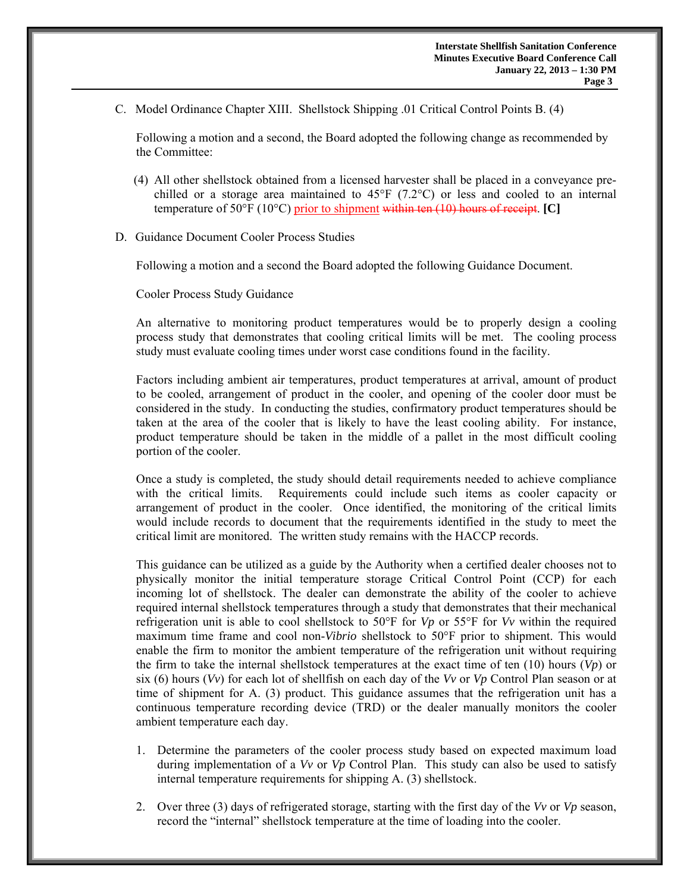C. Model Ordinance Chapter XIII. Shellstock Shipping .01 Critical Control Points B. (4)

Following a motion and a second, the Board adopted the following change as recommended by the Committee:

(4) All other shellstock obtained from a licensed harvester shall be placed in a conveyance pre-chilled or a storage area maintained to 45°F (7.2°C) or less and cooled to an internal temperature of 50°F (10°C) prior to shipment ~~within ten (10) hours of receipt~~. **[C]**

D. Guidance Document Cooler Process Studies

Following a motion and a second the Board adopted the following Guidance Document.

Cooler Process Study Guidance

An alternative to monitoring product temperatures would be to properly design a cooling process study that demonstrates that cooling critical limits will be met. The cooling process study must evaluate cooling times under worst case conditions found in the facility.

Factors including ambient air temperatures, product temperatures at arrival, amount of product to be cooled, arrangement of product in the cooler, and opening of the cooler door must be considered in the study. In conducting the studies, confirmatory product temperatures should be taken at the area of the cooler that is likely to have the least cooling ability. For instance, product temperature should be taken in the middle of a pallet in the most difficult cooling portion of the cooler.

Once a study is completed, the study should detail requirements needed to achieve compliance with the critical limits. Requirements could include such items as cooler capacity or arrangement of product in the cooler. Once identified, the monitoring of the critical limits would include records to document that the requirements identified in the study to meet the critical limit are monitored. The written study remains with the HACCP records.

This guidance can be utilized as a guide by the Authority when a certified dealer chooses not to physically monitor the initial temperature storage Critical Control Point (CCP) for each incoming lot of shellstock. The dealer can demonstrate the ability of the cooler to achieve required internal shellstock temperatures through a study that demonstrates that their mechanical refrigeration unit is able to cool shellstock to 50°F for *Vp* or 55°F for *Vv* within the required maximum time frame and cool non-*Vibrio* shellstock to 50°F prior to shipment. This would enable the firm to monitor the ambient temperature of the refrigeration unit without requiring the firm to take the internal shellstock temperatures at the exact time of ten (10) hours (*Vp*) or six (6) hours (*Vv*) for each lot of shellfish on each day of the *Vv* or *Vp* Control Plan season or at time of shipment for A. (3) product. This guidance assumes that the refrigeration unit has a continuous temperature recording device (TRD) or the dealer manually monitors the cooler ambient temperature each day.

1. Determine the parameters of the cooler process study based on expected maximum load during implementation of a *Vv* or *Vp* Control Plan. This study can also be used to satisfy internal temperature requirements for shipping A. (3) shellstock.

2. Over three (3) days of refrigerated storage, starting with the first day of the *Vv* or *Vp* season, record the "internal" shellstock temperature at the time of loading into the cooler.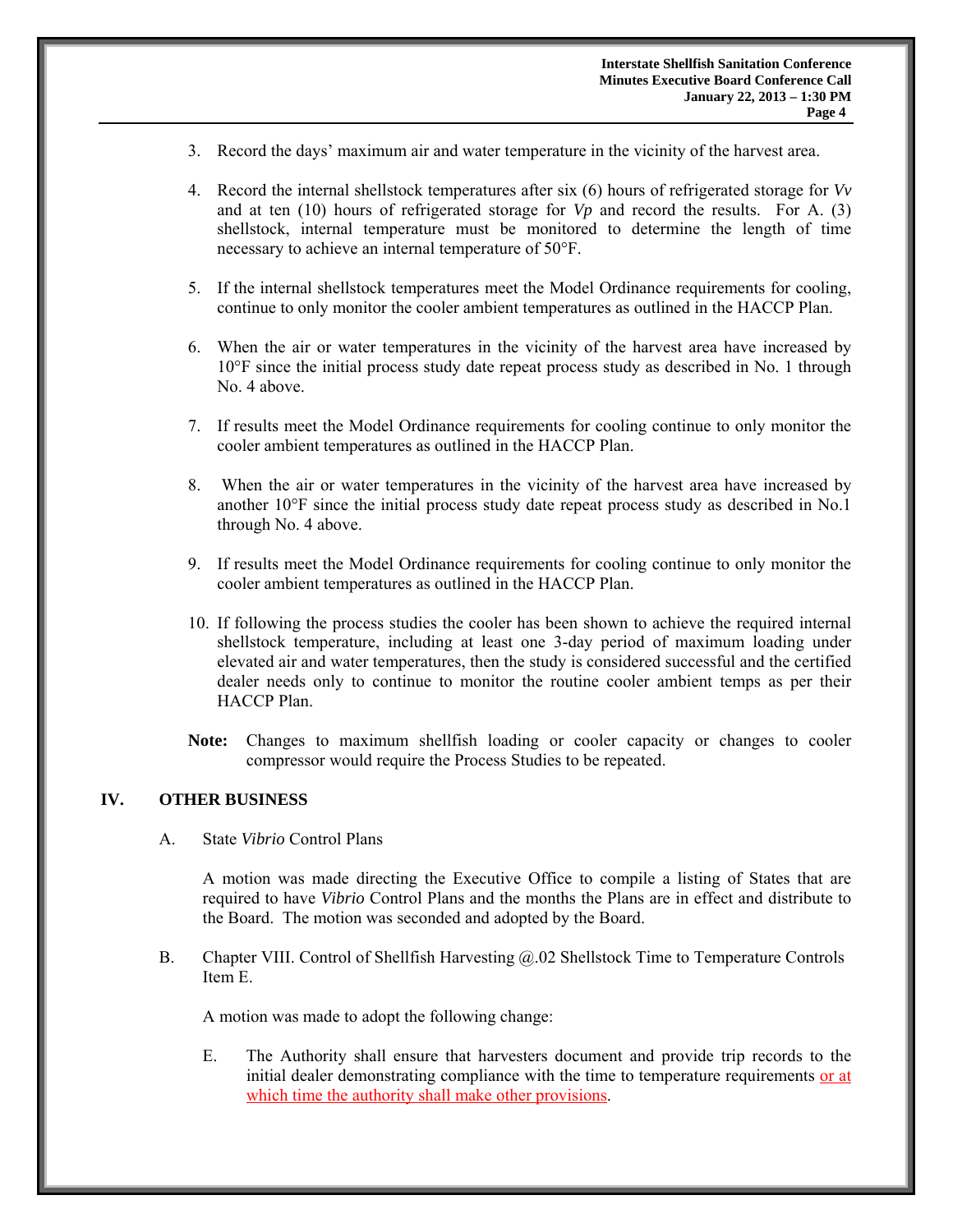3. Record the days' maximum air and water temperature in the vicinity of the harvest area.

4. Record the internal shellstock temperatures after six (6) hours of refrigerated storage for *Vv* and at ten (10) hours of refrigerated storage for *Vp* and record the results. For A. (3) shellstock, internal temperature must be monitored to determine the length of time necessary to achieve an internal temperature of 50°F.

5. If the internal shellstock temperatures meet the Model Ordinance requirements for cooling, continue to only monitor the cooler ambient temperatures as outlined in the HACCP Plan.

6. When the air or water temperatures in the vicinity of the harvest area have increased by 10°F since the initial process study date repeat process study as described in No. 1 through No. 4 above.

7. If results meet the Model Ordinance requirements for cooling continue to only monitor the cooler ambient temperatures as outlined in the HACCP Plan.

8. When the air or water temperatures in the vicinity of the harvest area have increased by another 10°F since the initial process study date repeat process study as described in No.1 through No. 4 above.

9. If results meet the Model Ordinance requirements for cooling continue to only monitor the cooler ambient temperatures as outlined in the HACCP Plan.

10. If following the process studies the cooler has been shown to achieve the required internal shellstock temperature, including at least one 3-day period of maximum loading under elevated air and water temperatures, then the study is considered successful and the certified dealer needs only to continue to monitor the routine cooler ambient temps as per their HACCP Plan.

**Note:** Changes to maximum shellfish loading or cooler capacity or changes to cooler compressor would require the Process Studies to be repeated.

## IV. OTHER BUSINESS

A. State *Vibrio* Control Plans

A motion was made directing the Executive Office to compile a listing of States that are required to have *Vibrio* Control Plans and the months the Plans are in effect and distribute to the Board. The motion was seconded and adopted by the Board.

B. Chapter VIII. Control of Shellfish Harvesting @.02 Shellstock Time to Temperature Controls Item E.

A motion was made to adopt the following change:

E. The Authority shall ensure that harvesters document and provide trip records to the initial dealer demonstrating compliance with the time to temperature requirements <u>or at which time the authority shall make other provisions</u>.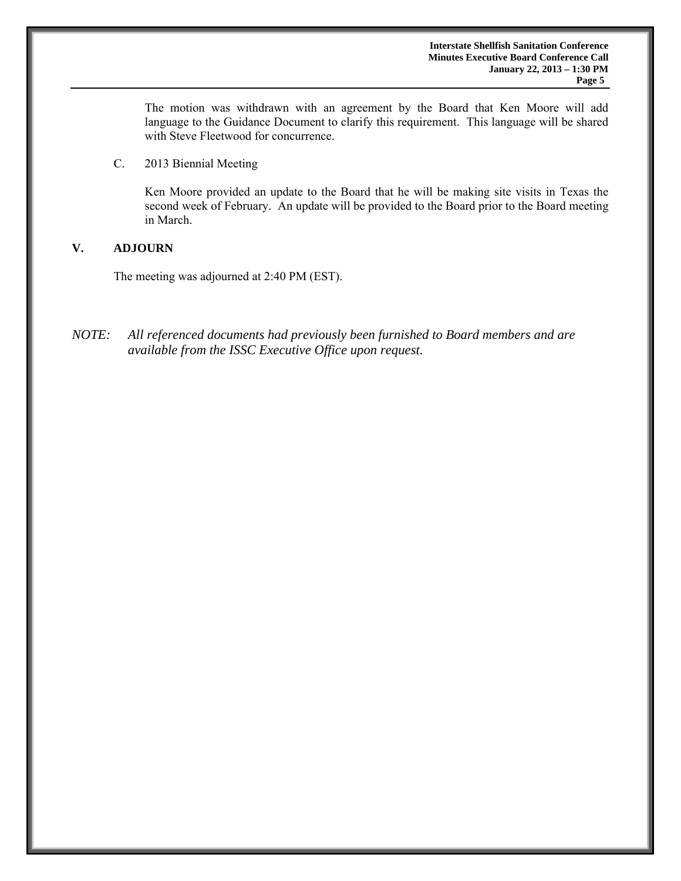The motion was withdrawn with an agreement by the Board that Ken Moore will add language to the Guidance Document to clarify this requirement. This language will be shared with Steve Fleetwood for concurrence.

C. 2013 Biennial Meeting

Ken Moore provided an update to the Board that he will be making site visits in Texas the second week of February. An update will be provided to the Board prior to the Board meeting in March.

## V. ADJOURN

The meeting was adjourned at 2:40 PM (EST).

*NOTE: All referenced documents had previously been furnished to Board members and are available from the ISSC Executive Office upon request.*